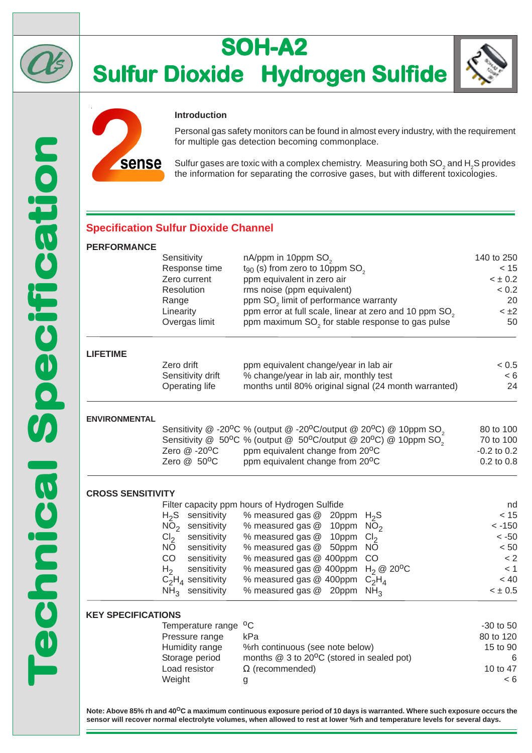# SOH-A2

# Sulfur Dioxide Hydrogen Sulfide

Technical Specification

2sense

### Introduction

Personal gas safety monitors can be found in almost every industry, with the requirement for multiple gas detection becoming commonplace.

Sulfur gases are toxic with a complex chemistry. Measuring both $SO_2$ and $H_2S$ provides the information for separating the corrosive gases, but with different toxicologies.

## Specification Sulfur Dioxide Channel

### PERFORMANCE

| | | |
|---|---|---|
| Sensitivity | nA/ppm in 10ppm $SO_2$ | 140 to 250 |
| Response time | $t_{90}$ (s) from zero to 10ppm $SO_2$ | < 15 |
| Zero current | ppm equivalent in zero air | < ± 0.2 |
| Resolution | rms noise (ppm equivalent) | < 0.2 |
| Range | ppm $SO_2$ limit of performance warranty | 20 |
| Linearity | ppm error at full scale, linear at zero and 10 ppm $SO_2$ | < ±2 |
| Overgas limit | ppm maximum $SO_2$ for stable response to gas pulse | 50 |

### LIFETIME

| | | |
|---|---|---|
| Zero drift | ppm equivalent change/year in lab air | < 0.5 |
| Sensitivity drift | % change/year in lab air, monthly test | < 6 |
| Operating life | months until 80% original signal (24 month warranted) | 24 |

### ENVIRONMENTAL

| | | |
|---|---|---|
| Sensitivity @ -20°C | % (output @ -20°C/output @ 20°C) @ 10ppm $SO_2$ | 80 to 100 |
| Sensitivity @ 50°C | % (output @ 50°C/output @ 20°C) @ 10ppm $SO_2$ | 70 to 100 |
| Zero @ -20°C | ppm equivalent change from 20°C | -0.2 to 0.2 |
| Zero @ 50°C | ppm equivalent change from 20°C | 0.2 to 0.8 |

### CROSS SENSITIVITY

| | | |
|---|---|---|
| Filter capacity ppm hours of Hydrogen Sulfide | | nd |
| $H_2S$ sensitivity | % measured gas @ 20ppm $H_2S$ | < 15 |
| $NO_2$ sensitivity | % measured gas @ 10ppm $NO_2$ | < -150 |
| $Cl_2$ sensitivity | % measured gas @ 10ppm $Cl_2$ | < -50 |
| NO sensitivity | % measured gas @ 50ppm NO | < 50 |
| CO sensitivity | % measured gas @ 400ppm CO | < 2 |
| $H_2$ sensitivity | % measured gas @ 400ppm $H_2$ @ 20°C | < 1 |
| $C_2H_4$ sensitivity | % measured gas @ 400ppm $C_2H_4$ | < 40 |
| $NH_3$ sensitivity | % measured gas @ 20ppm $NH_3$ | < ± 0.5 |

### KEY SPECIFICATIONS

| | | |
|---|---|---|
| Temperature range | °C | -30 to 50 |
| Pressure range | kPa | 80 to 120 |
| Humidity range | %rh continuous (see note below) | 15 to 90 |
| Storage period | months @ 3 to 20°C (stored in sealed pot) | 6 |
| Load resistor | Ω (recommended) | 10 to 47 |
| Weight | g | < 6 |

**Note: Above 85% rh and 40°C a maximum continuous exposure period of 10 days is warranted. Where such exposure occurs the sensor will recover normal electrolyte volumes, when allowed to rest at lower %rh and temperature levels for several days.**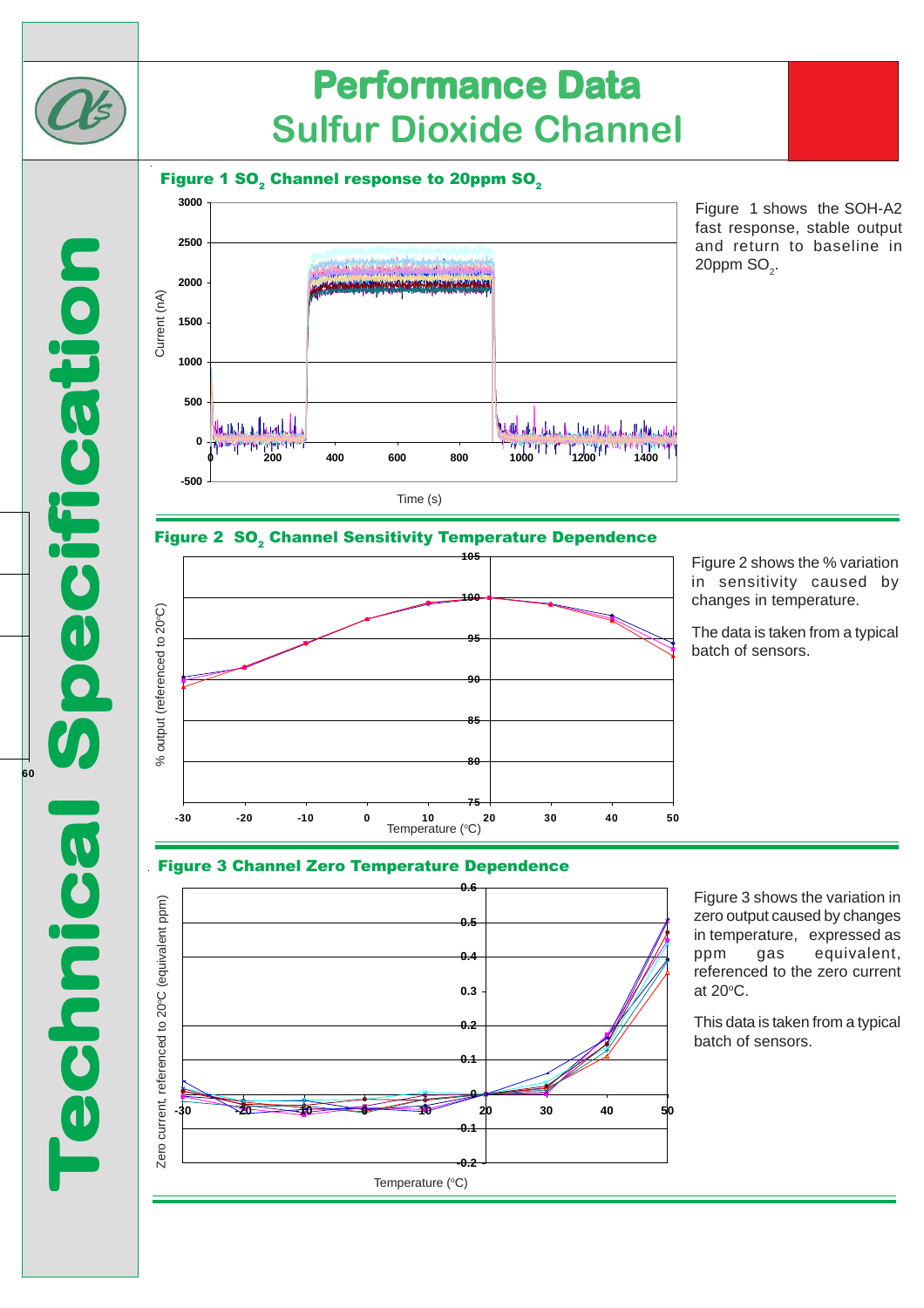# Performance Data

## Sulfur Dioxide Channel

**Figure 1 $SO_2$ Channel response to 20ppm $SO_2$**

Figure 1 shows the SOH-A2 fast response, stable output and return to baseline in 20ppm $SO_2$.

**Figure 2 $SO_2$ Channel Sensitivity Temperature Dependence**

Figure 2 shows the % variation in sensitivity caused by changes in temperature.

The data is taken from a typical batch of sensors.

**Figure 3 Channel Zero Temperature Dependence**

Figure 3 shows the variation in zero output caused by changes in temperature, expressed as ppm gas equivalent, referenced to the zero current at 20°C.

This data is taken from a typical batch of sensors.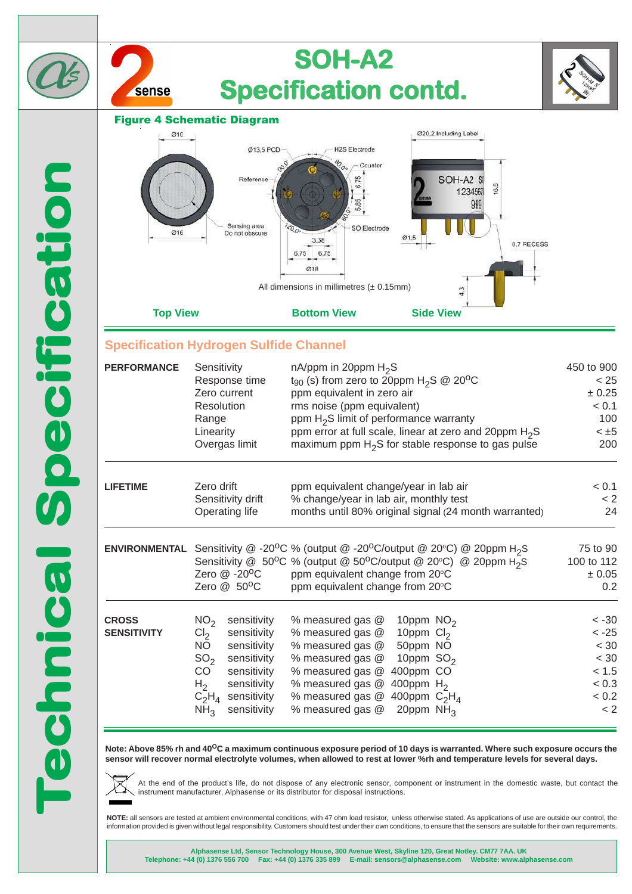# SOH-A2 Specification contd.

**Figure 4 Schematic Diagram**

Ø10

Ø16

Sensing area Do not obscure

Reference

Ø13,5 PCD

H2S Electrode

Counter

SO Electrode

90,0°

90,0°

60,0°

120,0°

6,75

5,85

3,38

6,75 6,75

Ø18

Ø20,2 Including Label

SOH-A2

16,5

Ø1,5

0,7 RECESS

4,3

All dimensions in millimetres (± 0.15mm)

**Top View** **Bottom View** **Side View**

## Specification Hydrogen Sulfide Channel

| | | | |
|---|---|---|---|
| **PERFORMANCE** | Sensitivity | nA/ppm in 20ppm $H_2S$ | 450 to 900 |
| | Response time | $t_{90}$ (s) from zero to 20ppm $H_2S$ @ 20°C | < 25 |
| | Zero current | ppm equivalent in zero air | ± 0.25 |
| | Resolution | rms noise (ppm equivalent) | < 0.1 |
| | Range | ppm $H_2S$ limit of performance warranty | 100 |
| | Linearity | ppm error at full scale, linear at zero and 20ppm $H_2S$ | < ±5 |
| | Overgas limit | maximum ppm $H_2S$ for stable response to gas pulse | 200 |
| **LIFETIME** | Zero drift | ppm equivalent change/year in lab air | < 0.1 |
| | Sensitivity drift | % change/year in lab air, monthly test | < 2 |
| | Operating life | months until 80% original signal (24 month warranted) | 24 |
| **ENVIRONMENTAL** | Sensitivity @ -20°C | % (output @ -20°C/output @ 20°C) @ 20ppm $H_2S$ | 75 to 90 |
| | Sensitivity @ 50°C | % (output @ 50°C/output @ 20°C) @ 20ppm $H_2S$ | 100 to 112 |
| | Zero @ -20°C | ppm equivalent change from 20°C | ± 0.05 |
| | Zero @ 50°C | ppm equivalent change from 20°C | 0.2 |
| **CROSS SENSITIVITY** | $NO_2$ sensitivity | % measured gas @ 10ppm $NO_2$ | < -30 |
| | $Cl_2$ sensitivity | % measured gas @ 10ppm $Cl_2$ | < -25 |
| | NO sensitivity | % measured gas @ 50ppm NO | < 30 |
| | $SO_2$ sensitivity | % measured gas @ 10ppm $SO_2$ | < 30 |
| | CO sensitivity | % measured gas @ 400ppm CO | < 1.5 |
| | $H_2$ sensitivity | % measured gas @ 400ppm $H_2$ | < 0.3 |
| | $C_2H_4$ sensitivity | % measured gas @ 400ppm $C_2H_4$ | < 0.2 |
| | $NH_3$ sensitivity | % measured gas @ 20ppm $NH_3$ | < 2 |

**Note: Above 85% rh and 40°C a maximum continuous exposure period of 10 days is warranted. Where such exposure occurs the sensor will recover normal electrolyte volumes, when allowed to rest at lower %rh and temperature levels for several days.**

At the end of the product's life, do not dispose of any electronic sensor, component or instrument in the domestic waste, but contact the instrument manufacturer, Alphasense or its distributor for disposal instructions.

**NOTE:** all sensors are tested at ambient environmental conditions, with 47 ohm load resistor, unless otherwise stated. As applications of use are outside our control, the information provided is given without legal responsibility. Customers should test under their own conditions, to ensure that the sensors are suitable for their own requirements.

**Alphasense Ltd, Sensor Technology House, 300 Avenue West, Skyline 120, Great Notley. CM77 7AA. UK**
**Telephone: +44 (0) 1376 556 700 Fax: +44 (0) 1376 335 899 E-mail: sensors@alphasense.com Website: www.alphasense.com**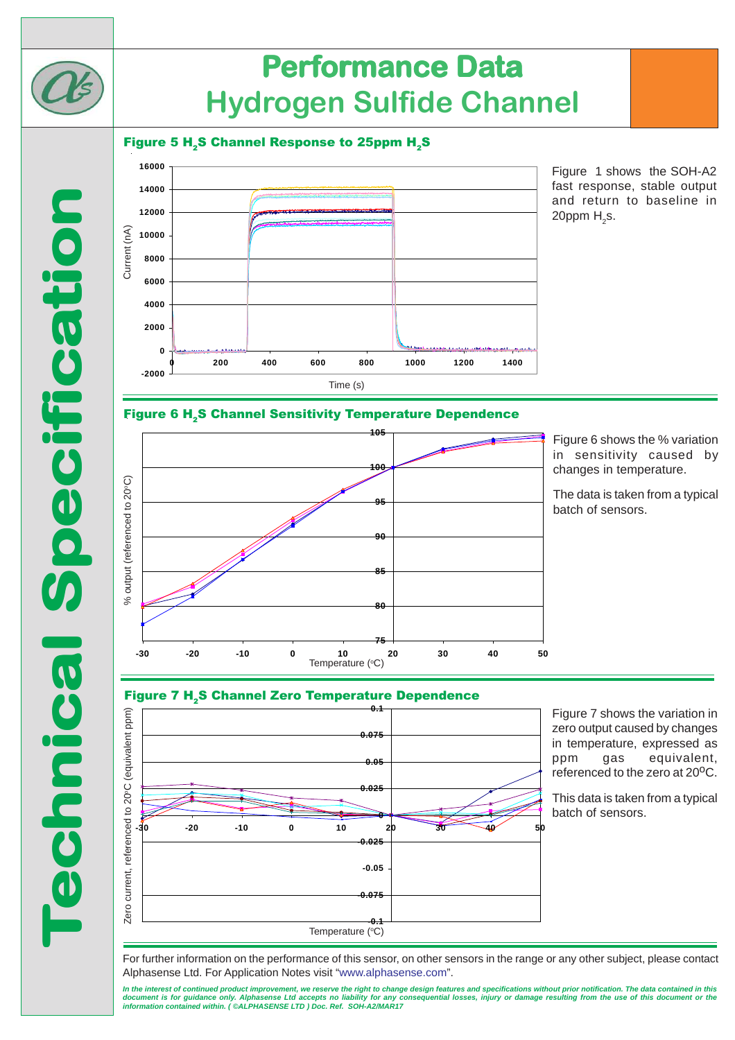# Performance Data
## Hydrogen Sulfide Channel

Technical Specification

### Figure 5 $H_2S$ Channel Response to 25ppm $H_2S$

16000
14000
12000
10000
8000
6000
4000
2000
0
-2000
Current (nA)
0
200
400
600
800
1000
1200
1400
Time (s)

Figure 1 shows the SOH-A2 fast response, stable output and return to baseline in 20ppm $H_2S$.

### Figure 6 $H_2S$ Channel Sensitivity Temperature Dependence

105
100
95
90
85
80
75
% output (referenced to 20°C)
-30
-20
-10
0
10
20
30
40
50
Temperature (°C)

Figure 6 shows the % variation in sensitivity caused by changes in temperature.

The data is taken from a typical batch of sensors.

### Figure 7 $H_2S$ Channel Zero Temperature Dependence

0.1
0.075
0.05
0.025
0
-0.025
-0.05
-0.075
-0.1
Zero current, referenced to 20°C (equivalent ppm)
-30
-20
-10
0
10
20
30
40
50
Temperature (°C)

Figure 7 shows the variation in zero output caused by changes in temperature, expressed as ppm gas equivalent, referenced to the zero at 20°C.

This data is taken from a typical batch of sensors.

For further information on the performance of this sensor, on other sensors in the range or any other subject, please contact Alphasense Ltd. For Application Notes visit "www.alphasense.com".

*In the interest of continued product improvement, we reserve the right to change design features and specifications without prior notification. The data contained in this document is for guidance only. Alphasense Ltd accepts no liability for any consequential losses, injury or damage resulting from the use of this document or the information contained within. ( ©ALPHASENSE LTD ) Doc. Ref. SOH-A2/MAR17*